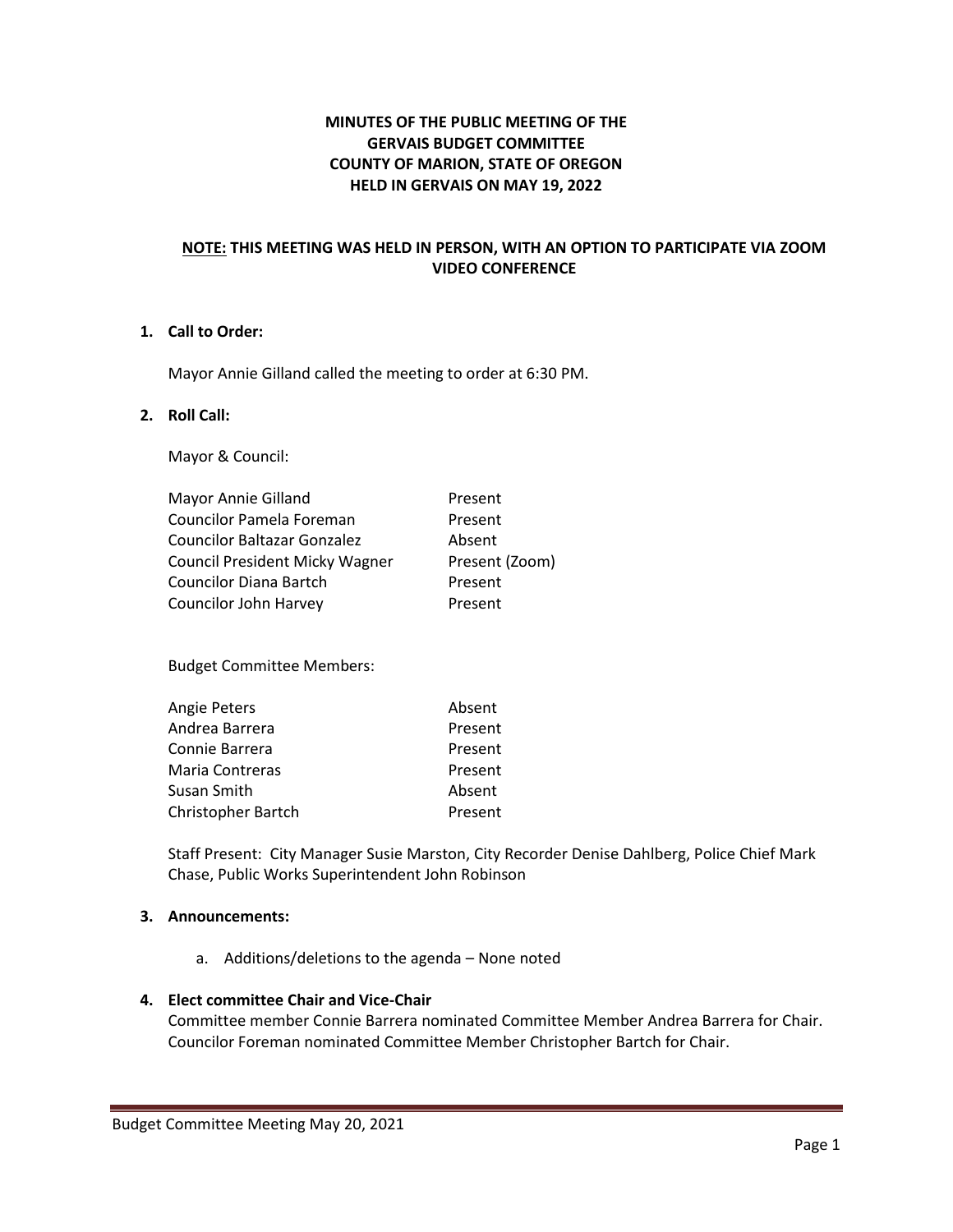**MINUTES OF THE PUBLIC MEETING OF THE GERVAIS BUDGET COMMITTEE COUNTY OF MARION, STATE OF OREGON HELD IN GERVAIS ON MAY 19, 2022**

**NOTE: THIS MEETING WAS HELD IN PERSON, WITH AN OPTION TO PARTICIPATE VIA ZOOM VIDEO CONFERENCE**

**1. Call to Order:**

Mayor Annie Gilland called the meeting to order at 6:30 PM.

**2. Roll Call:**

Mayor & Council:

| | |
|---|---|
| Mayor Annie Gilland | Present |
| Councilor Pamela Foreman | Present |
| Councilor Baltazar Gonzalez | Absent |
| Council President Micky Wagner | Present (Zoom) |
| Councilor Diana Bartch | Present |
| Councilor John Harvey | Present |

Budget Committee Members:

| | |
|---|---|
| Angie Peters | Absent |
| Andrea Barrera | Present |
| Connie Barrera | Present |
| Maria Contreras | Present |
| Susan Smith | Absent |
| Christopher Bartch | Present |

Staff Present: City Manager Susie Marston, City Recorder Denise Dahlberg, Police Chief Mark Chase, Public Works Superintendent John Robinson

**3. Announcements:**

a. Additions/deletions to the agenda – None noted

**4. Elect committee Chair and Vice-Chair**

Committee member Connie Barrera nominated Committee Member Andrea Barrera for Chair. Councilor Foreman nominated Committee Member Christopher Bartch for Chair.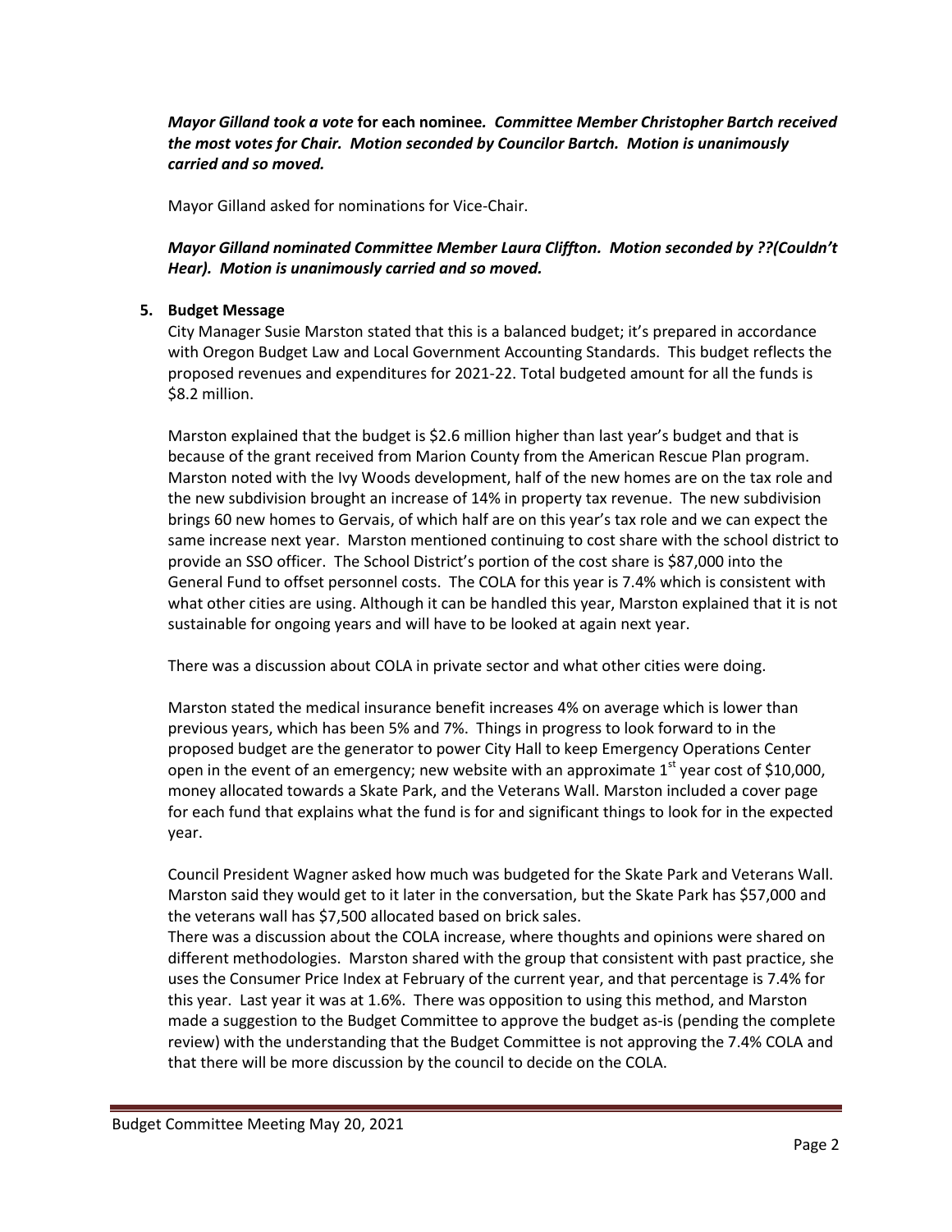*Mayor Gilland took a vote* **for each nominee***. Committee Member Christopher Bartch received the most votes for Chair. Motion seconded by Councilor Bartch. Motion is unanimously carried and so moved.*

Mayor Gilland asked for nominations for Vice-Chair.

***Mayor Gilland nominated Committee Member Laura Cliffton. Motion seconded by ??(Couldn't Hear). Motion is unanimously carried and so moved.***

**5. Budget Message**

City Manager Susie Marston stated that this is a balanced budget; it's prepared in accordance with Oregon Budget Law and Local Government Accounting Standards. This budget reflects the proposed revenues and expenditures for 2021-22. Total budgeted amount for all the funds is $8.2 million.

Marston explained that the budget is $2.6 million higher than last year's budget and that is because of the grant received from Marion County from the American Rescue Plan program. Marston noted with the Ivy Woods development, half of the new homes are on the tax role and the new subdivision brought an increase of 14% in property tax revenue. The new subdivision brings 60 new homes to Gervais, of which half are on this year's tax role and we can expect the same increase next year. Marston mentioned continuing to cost share with the school district to provide an SSO officer. The School District's portion of the cost share is $87,000 into the General Fund to offset personnel costs. The COLA for this year is 7.4% which is consistent with what other cities are using. Although it can be handled this year, Marston explained that it is not sustainable for ongoing years and will have to be looked at again next year.

There was a discussion about COLA in private sector and what other cities were doing.

Marston stated the medical insurance benefit increases 4% on average which is lower than previous years, which has been 5% and 7%. Things in progress to look forward to in the proposed budget are the generator to power City Hall to keep Emergency Operations Center open in the event of an emergency; new website with an approximate 1st year cost of $10,000, money allocated towards a Skate Park, and the Veterans Wall. Marston included a cover page for each fund that explains what the fund is for and significant things to look for in the expected year.

Council President Wagner asked how much was budgeted for the Skate Park and Veterans Wall. Marston said they would get to it later in the conversation, but the Skate Park has $57,000 and the veterans wall has $7,500 allocated based on brick sales.

There was a discussion about the COLA increase, where thoughts and opinions were shared on different methodologies. Marston shared with the group that consistent with past practice, she uses the Consumer Price Index at February of the current year, and that percentage is 7.4% for this year. Last year it was at 1.6%. There was opposition to using this method, and Marston made a suggestion to the Budget Committee to approve the budget as-is (pending the complete review) with the understanding that the Budget Committee is not approving the 7.4% COLA and that there will be more discussion by the council to decide on the COLA.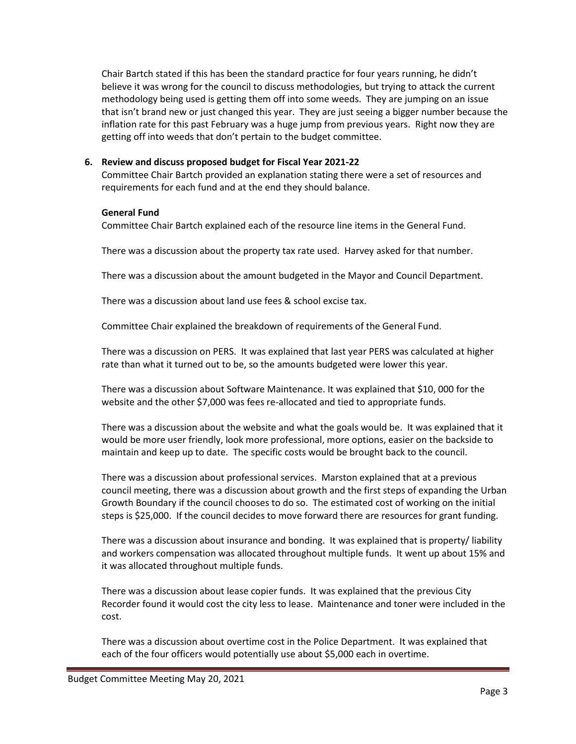Chair Bartch stated if this has been the standard practice for four years running, he didn't believe it was wrong for the council to discuss methodologies, but trying to attack the current methodology being used is getting them off into some weeds. They are jumping on an issue that isn't brand new or just changed this year. They are just seeing a bigger number because the inflation rate for this past February was a huge jump from previous years. Right now they are getting off into weeds that don't pertain to the budget committee.

**6. Review and discuss proposed budget for Fiscal Year 2021-22**

Committee Chair Bartch provided an explanation stating there were a set of resources and requirements for each fund and at the end they should balance.

**General Fund**

Committee Chair Bartch explained each of the resource line items in the General Fund.

There was a discussion about the property tax rate used. Harvey asked for that number.

There was a discussion about the amount budgeted in the Mayor and Council Department.

There was a discussion about land use fees & school excise tax.

Committee Chair explained the breakdown of requirements of the General Fund.

There was a discussion on PERS. It was explained that last year PERS was calculated at higher rate than what it turned out to be, so the amounts budgeted were lower this year.

There was a discussion about Software Maintenance. It was explained that $10, 000 for the website and the other $7,000 was fees re-allocated and tied to appropriate funds.

There was a discussion about the website and what the goals would be. It was explained that it would be more user friendly, look more professional, more options, easier on the backside to maintain and keep up to date. The specific costs would be brought back to the council.

There was a discussion about professional services. Marston explained that at a previous council meeting, there was a discussion about growth and the first steps of expanding the Urban Growth Boundary if the council chooses to do so. The estimated cost of working on the initial steps is $25,000. If the council decides to move forward there are resources for grant funding.

There was a discussion about insurance and bonding. It was explained that is property/ liability and workers compensation was allocated throughout multiple funds. It went up about 15% and it was allocated throughout multiple funds.

There was a discussion about lease copier funds. It was explained that the previous City Recorder found it would cost the city less to lease. Maintenance and toner were included in the cost.

There was a discussion about overtime cost in the Police Department. It was explained that each of the four officers would potentially use about $5,000 each in overtime.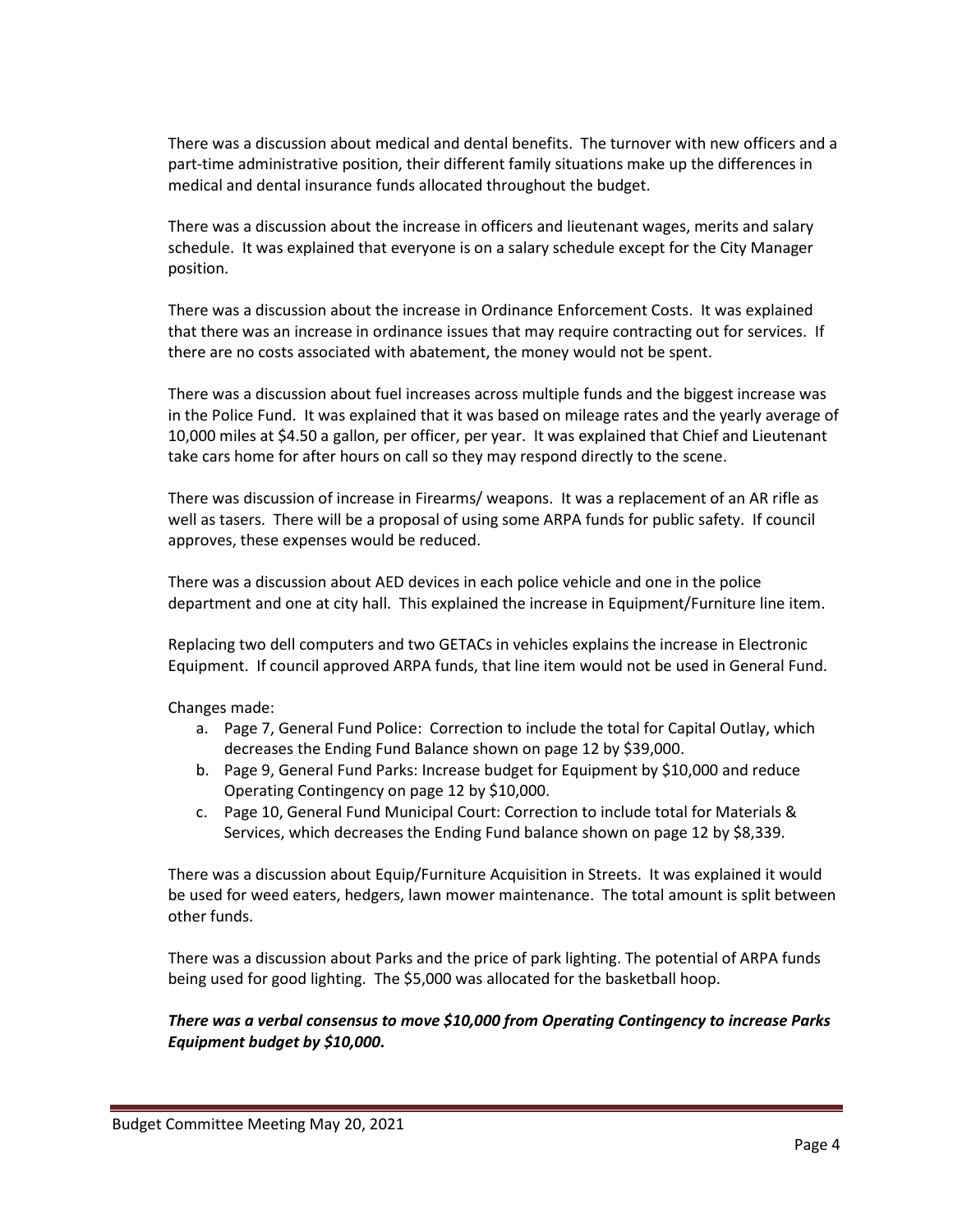There was a discussion about medical and dental benefits. The turnover with new officers and a part-time administrative position, their different family situations make up the differences in medical and dental insurance funds allocated throughout the budget.

There was a discussion about the increase in officers and lieutenant wages, merits and salary schedule. It was explained that everyone is on a salary schedule except for the City Manager position.

There was a discussion about the increase in Ordinance Enforcement Costs. It was explained that there was an increase in ordinance issues that may require contracting out for services. If there are no costs associated with abatement, the money would not be spent.

There was a discussion about fuel increases across multiple funds and the biggest increase was in the Police Fund. It was explained that it was based on mileage rates and the yearly average of 10,000 miles at $4.50 a gallon, per officer, per year. It was explained that Chief and Lieutenant take cars home for after hours on call so they may respond directly to the scene.

There was discussion of increase in Firearms/ weapons. It was a replacement of an AR rifle as well as tasers. There will be a proposal of using some ARPA funds for public safety. If council approves, these expenses would be reduced.

There was a discussion about AED devices in each police vehicle and one in the police department and one at city hall. This explained the increase in Equipment/Furniture line item.

Replacing two dell computers and two GETACs in vehicles explains the increase in Electronic Equipment. If council approved ARPA funds, that line item would not be used in General Fund.

Changes made:

a. Page 7, General Fund Police: Correction to include the total for Capital Outlay, which decreases the Ending Fund Balance shown on page 12 by $39,000.
b. Page 9, General Fund Parks: Increase budget for Equipment by $10,000 and reduce Operating Contingency on page 12 by $10,000.
c. Page 10, General Fund Municipal Court: Correction to include total for Materials & Services, which decreases the Ending Fund balance shown on page 12 by $8,339.

There was a discussion about Equip/Furniture Acquisition in Streets. It was explained it would be used for weed eaters, hedgers, lawn mower maintenance. The total amount is split between other funds.

There was a discussion about Parks and the price of park lighting. The potential of ARPA funds being used for good lighting. The $5,000 was allocated for the basketball hoop.

***There was a verbal consensus to move $10,000 from Operating Contingency to increase Parks Equipment budget by $10,000.***

Budget Committee Meeting May 20, 2021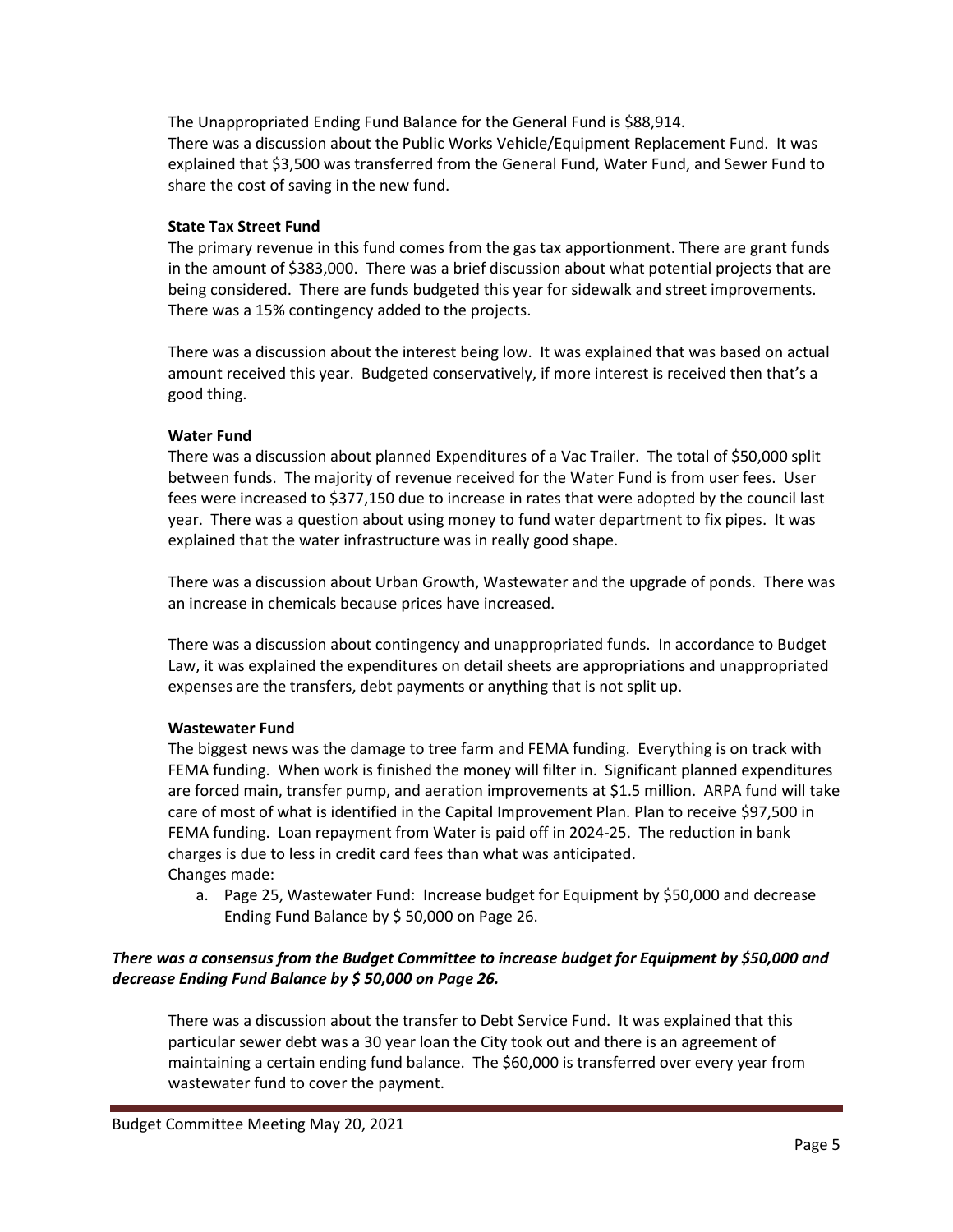The Unappropriated Ending Fund Balance for the General Fund is $88,914.
There was a discussion about the Public Works Vehicle/Equipment Replacement Fund. It was explained that $3,500 was transferred from the General Fund, Water Fund, and Sewer Fund to share the cost of saving in the new fund.

**State Tax Street Fund**

The primary revenue in this fund comes from the gas tax apportionment. There are grant funds in the amount of $383,000. There was a brief discussion about what potential projects that are being considered. There are funds budgeted this year for sidewalk and street improvements. There was a 15% contingency added to the projects.

There was a discussion about the interest being low. It was explained that was based on actual amount received this year. Budgeted conservatively, if more interest is received then that's a good thing.

**Water Fund**

There was a discussion about planned Expenditures of a Vac Trailer. The total of $50,000 split between funds. The majority of revenue received for the Water Fund is from user fees. User fees were increased to $377,150 due to increase in rates that were adopted by the council last year. There was a question about using money to fund water department to fix pipes. It was explained that the water infrastructure was in really good shape.

There was a discussion about Urban Growth, Wastewater and the upgrade of ponds. There was an increase in chemicals because prices have increased.

There was a discussion about contingency and unappropriated funds. In accordance to Budget Law, it was explained the expenditures on detail sheets are appropriations and unappropriated expenses are the transfers, debt payments or anything that is not split up.

**Wastewater Fund**

The biggest news was the damage to tree farm and FEMA funding. Everything is on track with FEMA funding. When work is finished the money will filter in. Significant planned expenditures are forced main, transfer pump, and aeration improvements at $1.5 million. ARPA fund will take care of most of what is identified in the Capital Improvement Plan. Plan to receive $97,500 in FEMA funding. Loan repayment from Water is paid off in 2024-25. The reduction in bank charges is due to less in credit card fees than what was anticipated.
Changes made:

a. Page 25, Wastewater Fund: Increase budget for Equipment by $50,000 and decrease Ending Fund Balance by $ 50,000 on Page 26.

***There was a consensus from the Budget Committee to increase budget for Equipment by $50,000 and decrease Ending Fund Balance by $ 50,000 on Page 26.***

There was a discussion about the transfer to Debt Service Fund. It was explained that this particular sewer debt was a 30 year loan the City took out and there is an agreement of maintaining a certain ending fund balance. The $60,000 is transferred over every year from wastewater fund to cover the payment.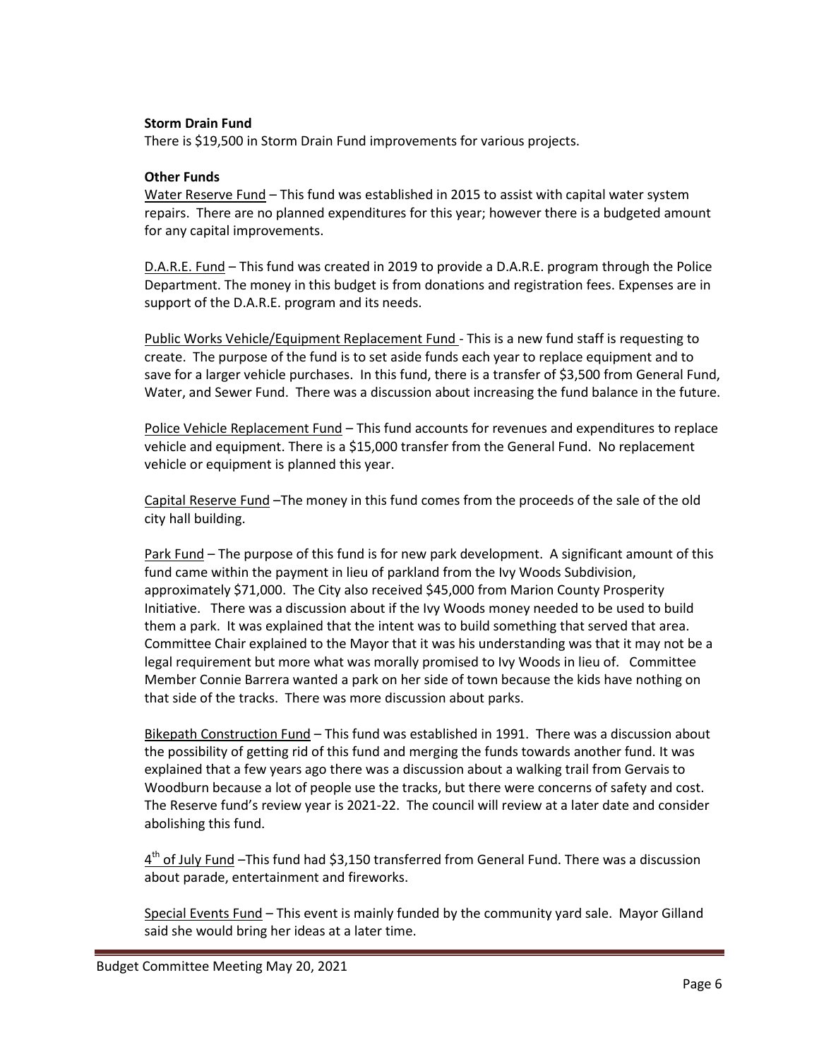**Storm Drain Fund**

There is $19,500 in Storm Drain Fund improvements for various projects.

**Other Funds**

Water Reserve Fund – This fund was established in 2015 to assist with capital water system repairs. There are no planned expenditures for this year; however there is a budgeted amount for any capital improvements.

D.A.R.E. Fund – This fund was created in 2019 to provide a D.A.R.E. program through the Police Department. The money in this budget is from donations and registration fees. Expenses are in support of the D.A.R.E. program and its needs.

Public Works Vehicle/Equipment Replacement Fund - This is a new fund staff is requesting to create. The purpose of the fund is to set aside funds each year to replace equipment and to save for a larger vehicle purchases. In this fund, there is a transfer of $3,500 from General Fund, Water, and Sewer Fund. There was a discussion about increasing the fund balance in the future.

Police Vehicle Replacement Fund – This fund accounts for revenues and expenditures to replace vehicle and equipment. There is a $15,000 transfer from the General Fund. No replacement vehicle or equipment is planned this year.

Capital Reserve Fund –The money in this fund comes from the proceeds of the sale of the old city hall building.

Park Fund – The purpose of this fund is for new park development. A significant amount of this fund came within the payment in lieu of parkland from the Ivy Woods Subdivision, approximately $71,000. The City also received $45,000 from Marion County Prosperity Initiative. There was a discussion about if the Ivy Woods money needed to be used to build them a park. It was explained that the intent was to build something that served that area. Committee Chair explained to the Mayor that it was his understanding was that it may not be a legal requirement but more what was morally promised to Ivy Woods in lieu of. Committee Member Connie Barrera wanted a park on her side of town because the kids have nothing on that side of the tracks. There was more discussion about parks.

Bikepath Construction Fund – This fund was established in 1991. There was a discussion about the possibility of getting rid of this fund and merging the funds towards another fund. It was explained that a few years ago there was a discussion about a walking trail from Gervais to Woodburn because a lot of people use the tracks, but there were concerns of safety and cost. The Reserve fund's review year is 2021-22. The council will review at a later date and consider abolishing this fund.

4th of July Fund –This fund had $3,150 transferred from General Fund. There was a discussion about parade, entertainment and fireworks.

Special Events Fund – This event is mainly funded by the community yard sale. Mayor Gilland said she would bring her ideas at a later time.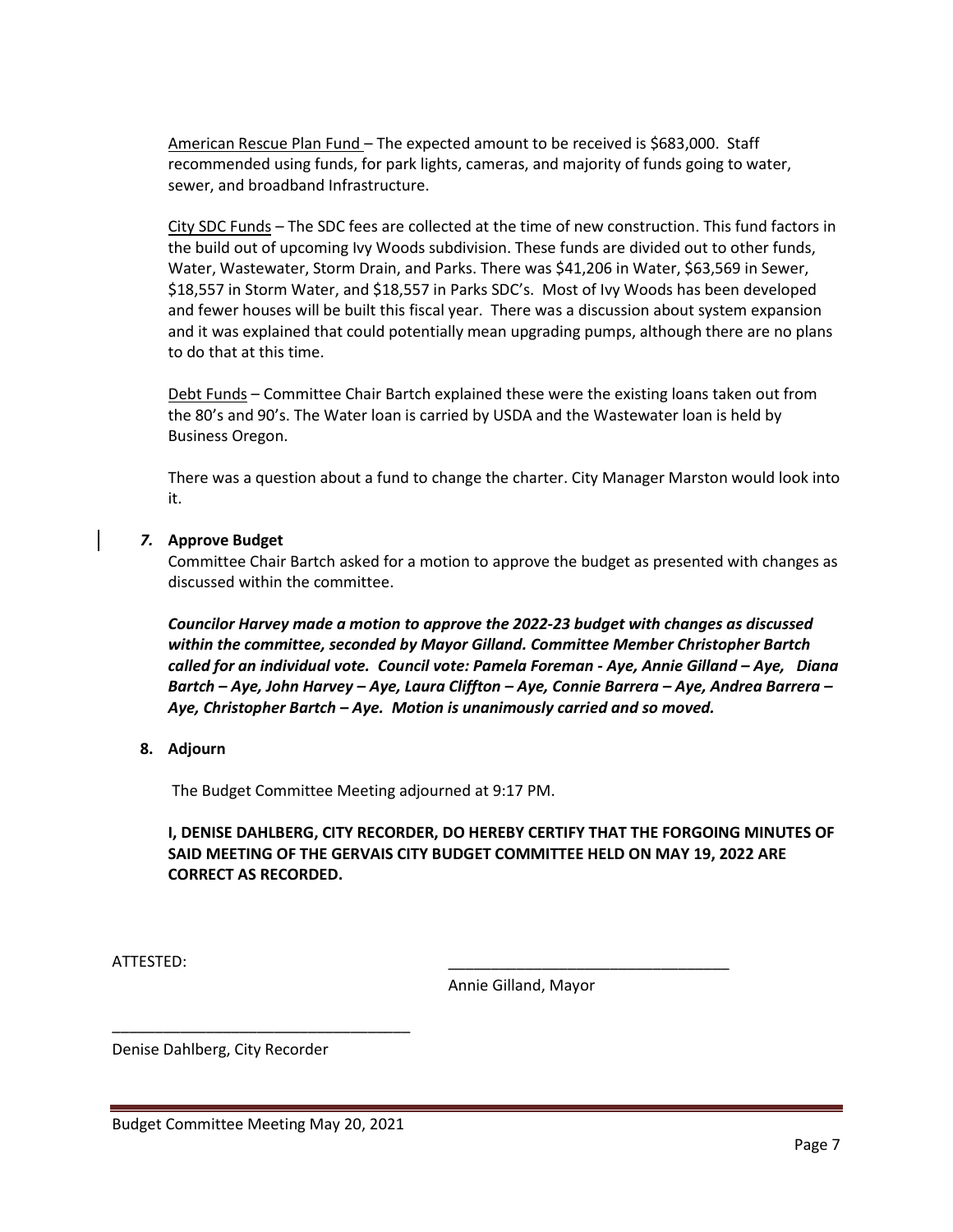American Rescue Plan Fund – The expected amount to be received is $683,000. Staff recommended using funds, for park lights, cameras, and majority of funds going to water, sewer, and broadband Infrastructure.

City SDC Funds – The SDC fees are collected at the time of new construction. This fund factors in the build out of upcoming Ivy Woods subdivision. These funds are divided out to other funds, Water, Wastewater, Storm Drain, and Parks. There was $41,206 in Water, $63,569 in Sewer, $18,557 in Storm Water, and $18,557 in Parks SDC's. Most of Ivy Woods has been developed and fewer houses will be built this fiscal year. There was a discussion about system expansion and it was explained that could potentially mean upgrading pumps, although there are no plans to do that at this time.

Debt Funds – Committee Chair Bartch explained these were the existing loans taken out from the 80's and 90's. The Water loan is carried by USDA and the Wastewater loan is held by Business Oregon.

There was a question about a fund to change the charter. City Manager Marston would look into it.

7. **Approve Budget**

Committee Chair Bartch asked for a motion to approve the budget as presented with changes as discussed within the committee.

***Councilor Harvey made a motion to approve the 2022-23 budget with changes as discussed within the committee, seconded by Mayor Gilland. Committee Member Christopher Bartch called for an individual vote. Council vote: Pamela Foreman - Aye, Annie Gilland – Aye, Diana Bartch – Aye, John Harvey – Aye, Laura Cliffton – Aye, Connie Barrera – Aye, Andrea Barrera – Aye, Christopher Bartch – Aye. Motion is unanimously carried and so moved.***

8. **Adjourn**

The Budget Committee Meeting adjourned at 9:17 PM.

**I, DENISE DAHLBERG, CITY RECORDER, DO HEREBY CERTIFY THAT THE FORGOING MINUTES OF SAID MEETING OF THE GERVAIS CITY BUDGET COMMITTEE HELD ON MAY 19, 2022 ARE CORRECT AS RECORDED.**

ATTESTED: \_\_\_\_\_\_\_\_\_\_\_\_\_\_\_\_\_\_\_\_\_\_\_\_\_\_\_\_\_\_\_\_\_\_

Annie Gilland, Mayor

\_\_\_\_\_\_\_\_\_\_\_\_\_\_\_\_\_\_\_\_\_\_\_\_\_\_\_\_\_\_\_\_\_\_\_\_

Denise Dahlberg, City Recorder